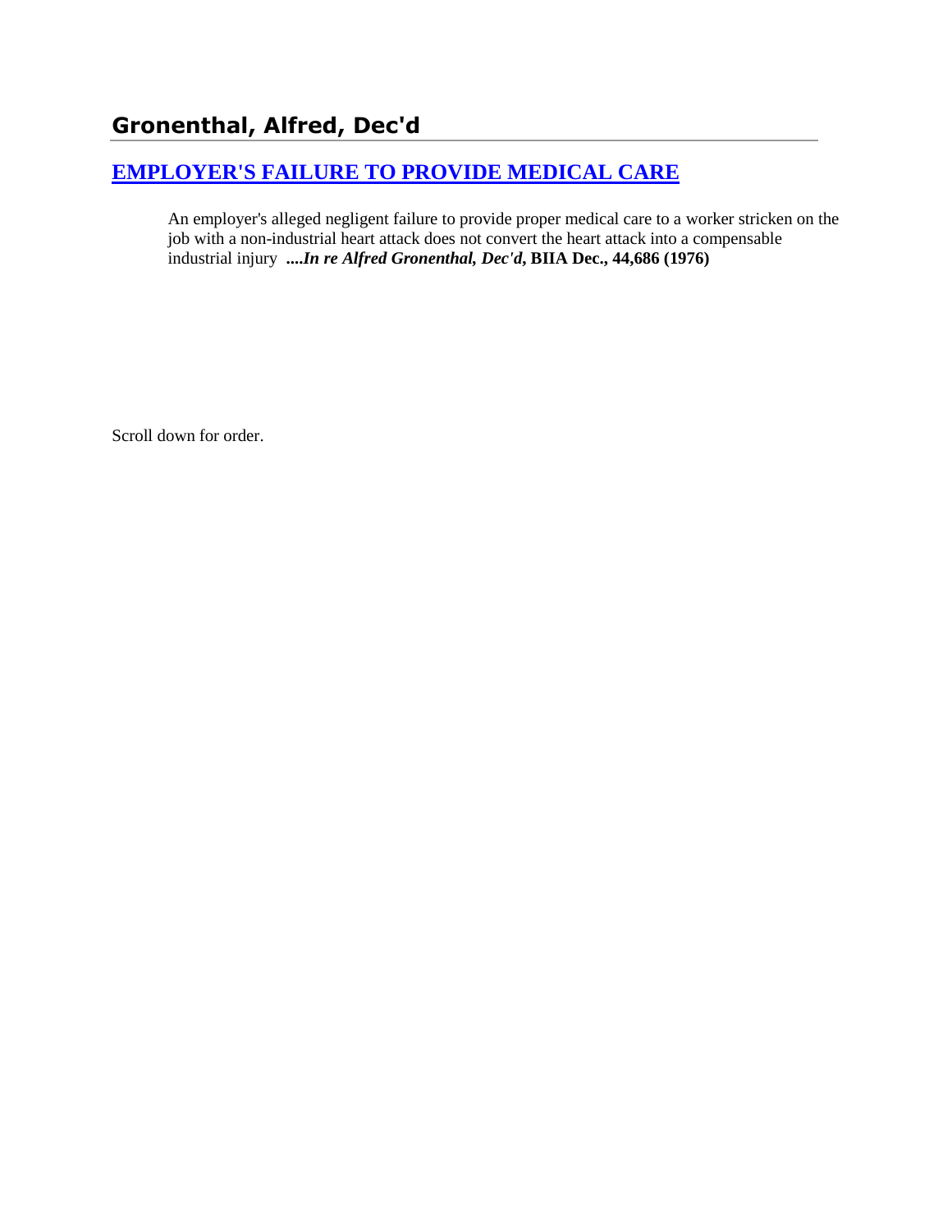# Gronenthal, Alfred, Dec'd

## [EMPLOYER'S FAILURE TO PROVIDE MEDICAL CARE]

> An employer's alleged negligent failure to provide proper medical care to a worker stricken on the job with a non-industrial heart attack does not convert the heart attack into a compensable industrial injury ****....In re Alfred Gronenthal, Dec'd*, BIIA Dec., 44,686 (1976)**

Scroll down for order.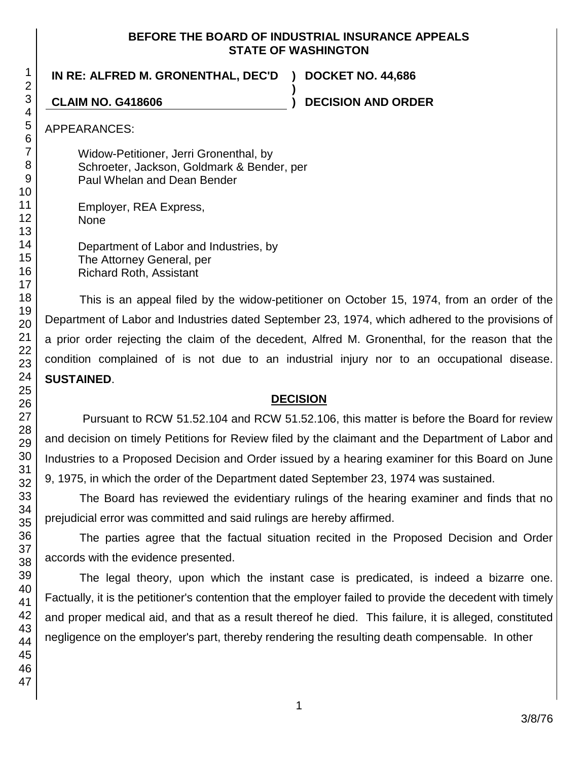**BEFORE THE BOARD OF INDUSTRIAL INSURANCE APPEALS**
**STATE OF WASHINGTON**

**IN RE: ALFRED M. GRONENTHAL, DEC'D ) DOCKET NO. 44,686**
**)**
**CLAIM NO. G418606 ) DECISION AND ORDER**

APPEARANCES:

Widow-Petitioner, Jerri Gronenthal, by
Schroeter, Jackson, Goldmark & Bender, per
Paul Whelan and Dean Bender

Employer, REA Express,
None

Department of Labor and Industries, by
The Attorney General, per
Richard Roth, Assistant

This is an appeal filed by the widow-petitioner on October 15, 1974, from an order of the Department of Labor and Industries dated September 23, 1974, which adhered to the provisions of a prior order rejecting the claim of the decedent, Alfred M. Gronenthal, for the reason that the condition complained of is not due to an industrial injury nor to an occupational disease. **SUSTAINED**.

## DECISION

Pursuant to RCW 51.52.104 and RCW 51.52.106, this matter is before the Board for review and decision on timely Petitions for Review filed by the claimant and the Department of Labor and Industries to a Proposed Decision and Order issued by a hearing examiner for this Board on June 9, 1975, in which the order of the Department dated September 23, 1974 was sustained.

The Board has reviewed the evidentiary rulings of the hearing examiner and finds that no prejudicial error was committed and said rulings are hereby affirmed.

The parties agree that the factual situation recited in the Proposed Decision and Order accords with the evidence presented.

The legal theory, upon which the instant case is predicated, is indeed a bizarre one. Factually, it is the petitioner's contention that the employer failed to provide the decedent with timely and proper medical aid, and that as a result thereof he died. This failure, it is alleged, constituted negligence on the employer's part, thereby rendering the resulting death compensable. In other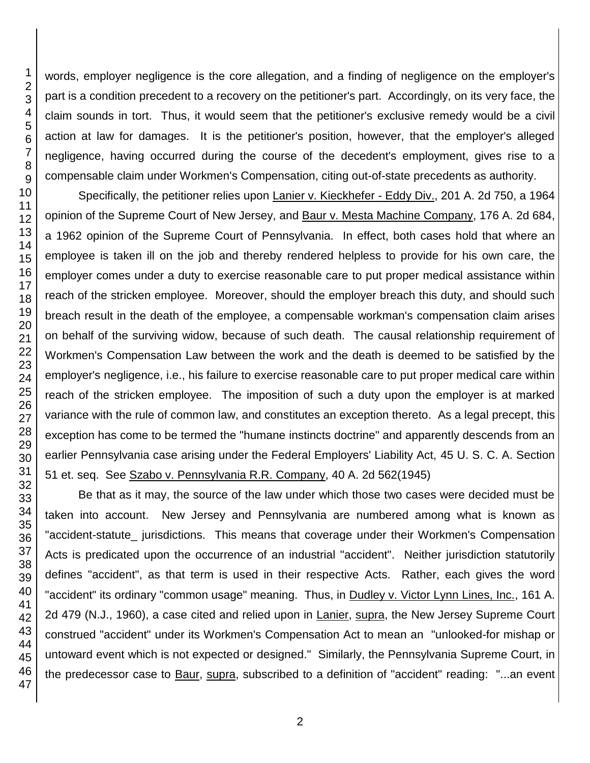words, employer negligence is the core allegation, and a finding of negligence on the employer's part is a condition precedent to a recovery on the petitioner's part. Accordingly, on its very face, the claim sounds in tort. Thus, it would seem that the petitioner's exclusive remedy would be a civil action at law for damages. It is the petitioner's position, however, that the employer's alleged negligence, having occurred during the course of the decedent's employment, gives rise to a compensable claim under Workmen's Compensation, citing out-of-state precedents as authority.

Specifically, the petitioner relies upon Lanier v. Kieckhefer - Eddy Div., 201 A. 2d 750, a 1964 opinion of the Supreme Court of New Jersey, and Baur v. Mesta Machine Company, 176 A. 2d 684, a 1962 opinion of the Supreme Court of Pennsylvania. In effect, both cases hold that where an employee is taken ill on the job and thereby rendered helpless to provide for his own care, the employer comes under a duty to exercise reasonable care to put proper medical assistance within reach of the stricken employee. Moreover, should the employer breach this duty, and should such breach result in the death of the employee, a compensable workman's compensation claim arises on behalf of the surviving widow, because of such death. The causal relationship requirement of Workmen's Compensation Law between the work and the death is deemed to be satisfied by the employer's negligence, i.e., his failure to exercise reasonable care to put proper medical care within reach of the stricken employee. The imposition of such a duty upon the employer is at marked variance with the rule of common law, and constitutes an exception thereto. As a legal precept, this exception has come to be termed the "humane instincts doctrine" and apparently descends from an earlier Pennsylvania case arising under the Federal Employers' Liability Act, 45 U. S. C. A. Section 51 et. seq. See Szabo v. Pennsylvania R.R. Company, 40 A. 2d 562(1945)

Be that as it may, the source of the law under which those two cases were decided must be taken into account. New Jersey and Pennsylvania are numbered among what is known as "accident-statute_ jurisdictions. This means that coverage under their Workmen's Compensation Acts is predicated upon the occurrence of an industrial "accident". Neither jurisdiction statutorily defines "accident", as that term is used in their respective Acts. Rather, each gives the word "accident" its ordinary "common usage" meaning. Thus, in Dudley v. Victor Lynn Lines, Inc., 161 A. 2d 479 (N.J., 1960), a case cited and relied upon in Lanier, supra, the New Jersey Supreme Court construed "accident" under its Workmen's Compensation Act to mean an "unlooked-for mishap or untoward event which is not expected or designed." Similarly, the Pennsylvania Supreme Court, in the predecessor case to Baur, supra, subscribed to a definition of "accident" reading: "...an event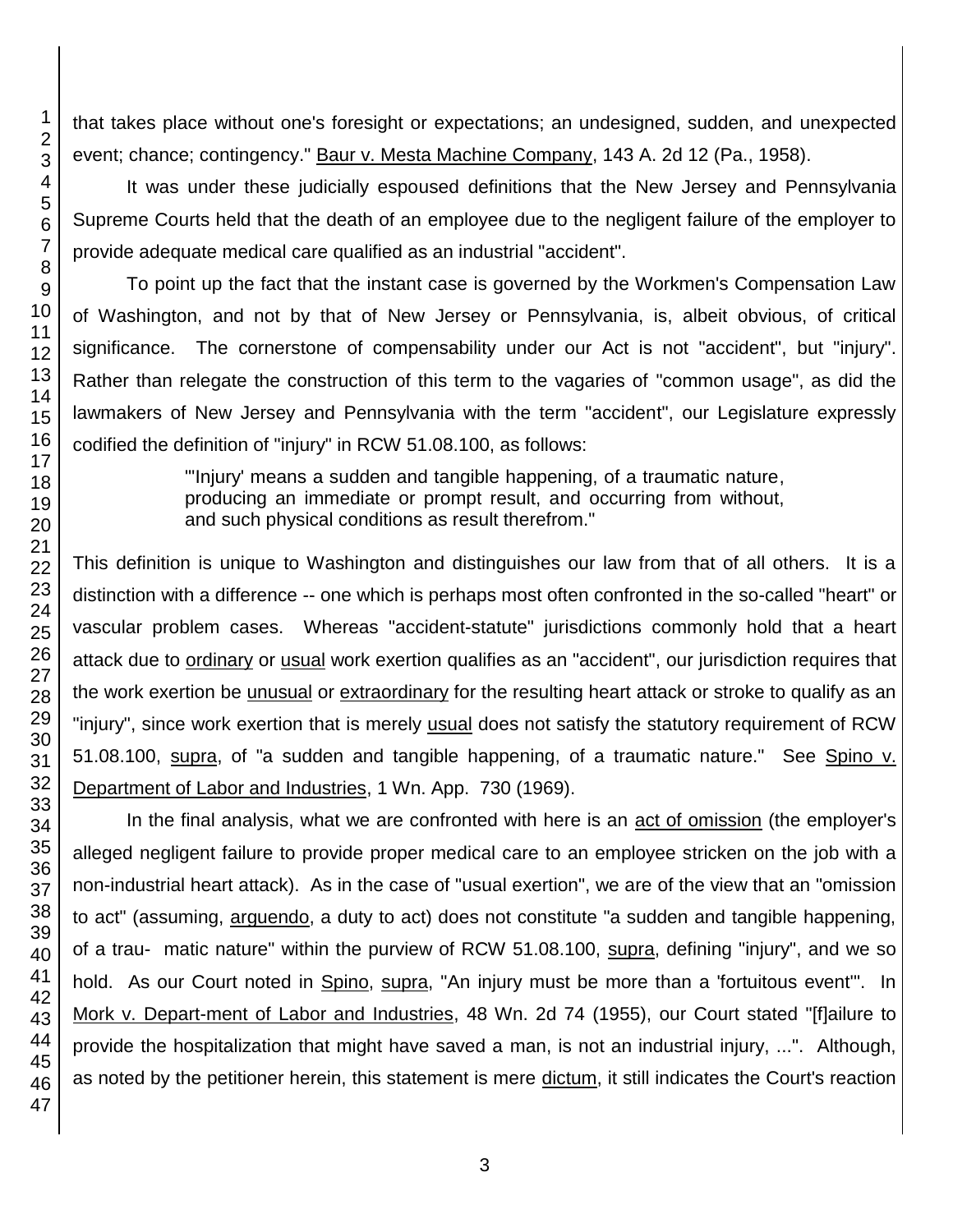that takes place without one's foresight or expectations; an undesigned, sudden, and unexpected event; chance; contingency." Baur v. Mesta Machine Company, 143 A. 2d 12 (Pa., 1958).

It was under these judicially espoused definitions that the New Jersey and Pennsylvania Supreme Courts held that the death of an employee due to the negligent failure of the employer to provide adequate medical care qualified as an industrial "accident".

To point up the fact that the instant case is governed by the Workmen's Compensation Law of Washington, and not by that of New Jersey or Pennsylvania, is, albeit obvious, of critical significance. The cornerstone of compensability under our Act is not "accident", but "injury". Rather than relegate the construction of this term to the vagaries of "common usage", as did the lawmakers of New Jersey and Pennsylvania with the term "accident", our Legislature expressly codified the definition of "injury" in RCW 51.08.100, as follows:

> "'Injury' means a sudden and tangible happening, of a traumatic nature, producing an immediate or prompt result, and occurring from without, and such physical conditions as result therefrom."

This definition is unique to Washington and distinguishes our law from that of all others. It is a distinction with a difference -- one which is perhaps most often confronted in the so-called "heart" or vascular problem cases. Whereas "accident-statute" jurisdictions commonly hold that a heart attack due to ordinary or usual work exertion qualifies as an "accident", our jurisdiction requires that the work exertion be unusual or extraordinary for the resulting heart attack or stroke to qualify as an "injury", since work exertion that is merely usual does not satisfy the statutory requirement of RCW 51.08.100, supra, of "a sudden and tangible happening, of a traumatic nature." See Spino v. Department of Labor and Industries, 1 Wn. App. 730 (1969).

In the final analysis, what we are confronted with here is an act of omission (the employer's alleged negligent failure to provide proper medical care to an employee stricken on the job with a non-industrial heart attack). As in the case of "usual exertion", we are of the view that an "omission to act" (assuming, arguendo, a duty to act) does not constitute "a sudden and tangible happening, of a traumatic nature" within the purview of RCW 51.08.100, supra, defining "injury", and we so hold. As our Court noted in Spino, supra, "An injury must be more than a 'fortuitous event'". In Mork v. Department of Labor and Industries, 48 Wn. 2d 74 (1955), our Court stated "[f]ailure to provide the hospitalization that might have saved a man, is not an industrial injury, ...". Although, as noted by the petitioner herein, this statement is mere dictum, it still indicates the Court's reaction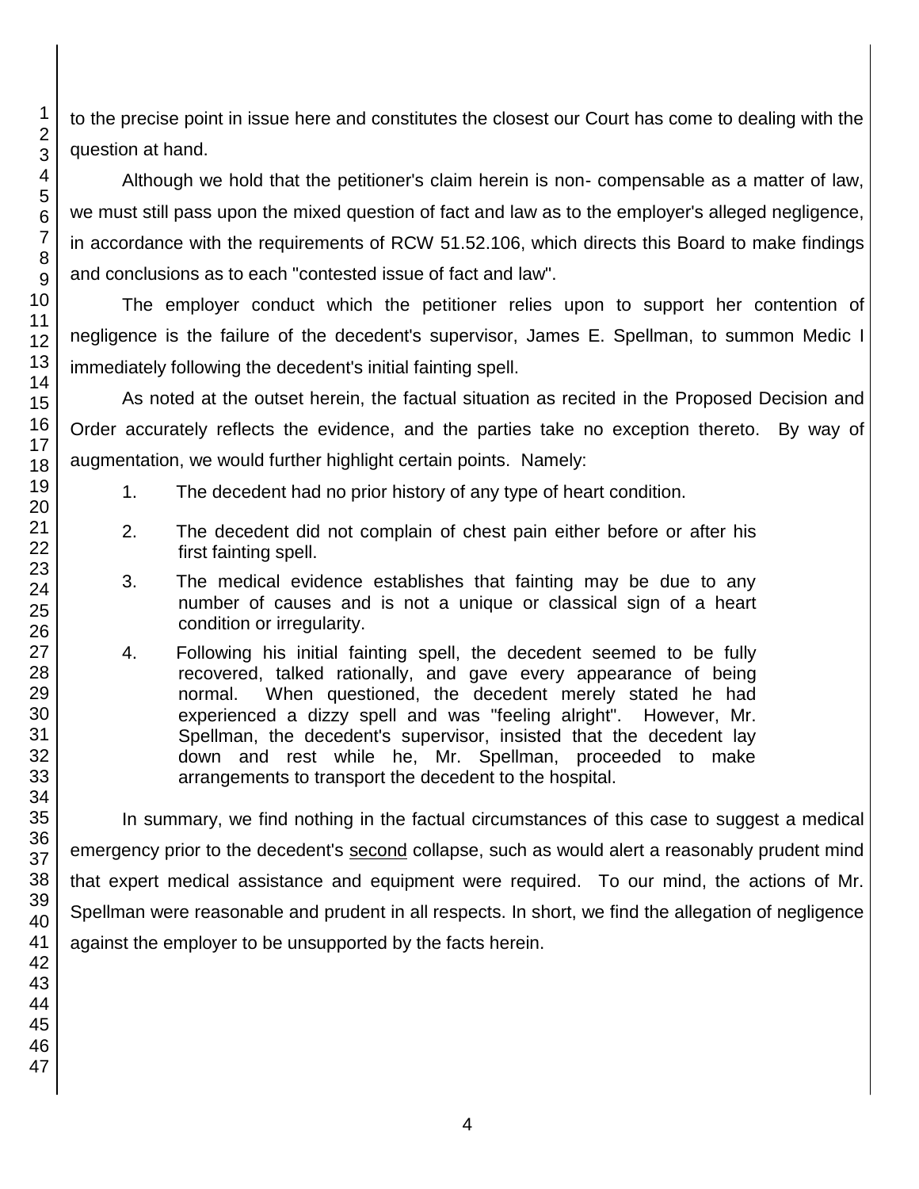to the precise point in issue here and constitutes the closest our Court has come to dealing with the question at hand.

Although we hold that the petitioner's claim herein is non- compensable as a matter of law, we must still pass upon the mixed question of fact and law as to the employer's alleged negligence, in accordance with the requirements of RCW 51.52.106, which directs this Board to make findings and conclusions as to each "contested issue of fact and law".

The employer conduct which the petitioner relies upon to support her contention of negligence is the failure of the decedent's supervisor, James E. Spellman, to summon Medic I immediately following the decedent's initial fainting spell.

As noted at the outset herein, the factual situation as recited in the Proposed Decision and Order accurately reflects the evidence, and the parties take no exception thereto. By way of augmentation, we would further highlight certain points. Namely:

1. The decedent had no prior history of any type of heart condition.
2. The decedent did not complain of chest pain either before or after his first fainting spell.
3. The medical evidence establishes that fainting may be due to any number of causes and is not a unique or classical sign of a heart condition or irregularity.
4. Following his initial fainting spell, the decedent seemed to be fully recovered, talked rationally, and gave every appearance of being normal. When questioned, the decedent merely stated he had experienced a dizzy spell and was "feeling alright". However, Mr. Spellman, the decedent's supervisor, insisted that the decedent lay down and rest while he, Mr. Spellman, proceeded to make arrangements to transport the decedent to the hospital.

In summary, we find nothing in the factual circumstances of this case to suggest a medical emergency prior to the decedent's second collapse, such as would alert a reasonably prudent mind that expert medical assistance and equipment were required. To our mind, the actions of Mr. Spellman were reasonable and prudent in all respects. In short, we find the allegation of negligence against the employer to be unsupported by the facts herein.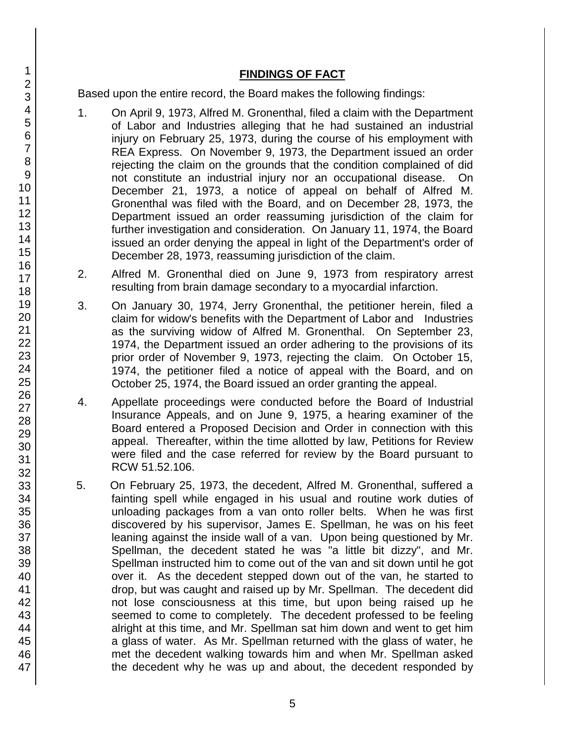## FINDINGS OF FACT

Based upon the entire record, the Board makes the following findings:

1. On April 9, 1973, Alfred M. Gronenthal, filed a claim with the Department of Labor and Industries alleging that he had sustained an industrial injury on February 25, 1973, during the course of his employment with REA Express. On November 9, 1973, the Department issued an order rejecting the claim on the grounds that the condition complained of did not constitute an industrial injury nor an occupational disease. On December 21, 1973, a notice of appeal on behalf of Alfred M. Gronenthal was filed with the Board, and on December 28, 1973, the Department issued an order reassuming jurisdiction of the claim for further investigation and consideration. On January 11, 1974, the Board issued an order denying the appeal in light of the Department's order of December 28, 1973, reassuming jurisdiction of the claim.

2. Alfred M. Gronenthal died on June 9, 1973 from respiratory arrest resulting from brain damage secondary to a myocardial infarction.

3. On January 30, 1974, Jerry Gronenthal, the petitioner herein, filed a claim for widow's benefits with the Department of Labor and Industries as the surviving widow of Alfred M. Gronenthal. On September 23, 1974, the Department issued an order adhering to the provisions of its prior order of November 9, 1973, rejecting the claim. On October 15, 1974, the petitioner filed a notice of appeal with the Board, and on October 25, 1974, the Board issued an order granting the appeal.

4. Appellate proceedings were conducted before the Board of Industrial Insurance Appeals, and on June 9, 1975, a hearing examiner of the Board entered a Proposed Decision and Order in connection with this appeal. Thereafter, within the time allotted by law, Petitions for Review were filed and the case referred for review by the Board pursuant to RCW 51.52.106.

5. On February 25, 1973, the decedent, Alfred M. Gronenthal, suffered a fainting spell while engaged in his usual and routine work duties of unloading packages from a van onto roller belts. When he was first discovered by his supervisor, James E. Spellman, he was on his feet leaning against the inside wall of a van. Upon being questioned by Mr. Spellman, the decedent stated he was "a little bit dizzy", and Mr. Spellman instructed him to come out of the van and sit down until he got over it. As the decedent stepped down out of the van, he started to drop, but was caught and raised up by Mr. Spellman. The decedent did not lose consciousness at this time, but upon being raised up he seemed to come to completely. The decedent professed to be feeling alright at this time, and Mr. Spellman sat him down and went to get him a glass of water. As Mr. Spellman returned with the glass of water, he met the decedent walking towards him and when Mr. Spellman asked the decedent why he was up and about, the decedent responded by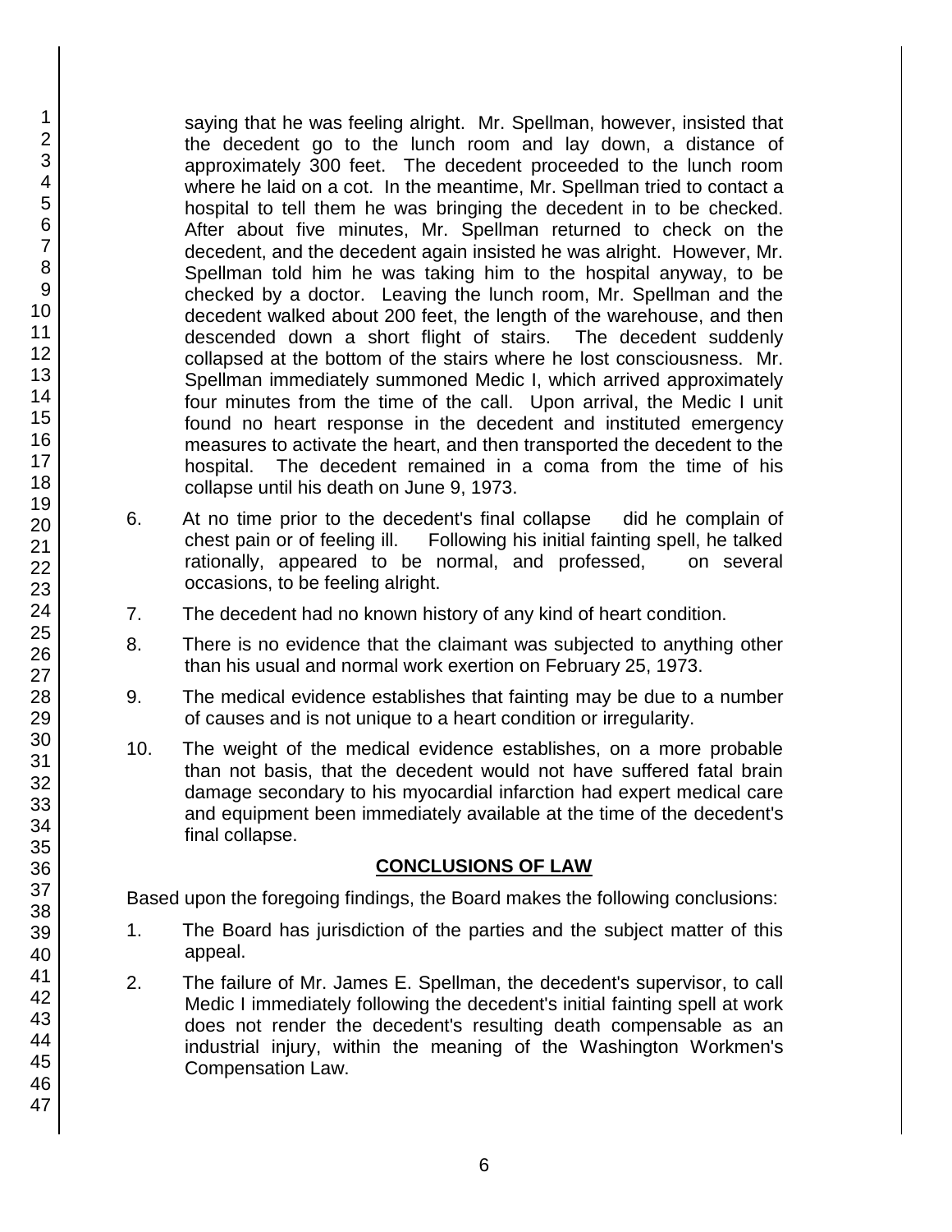saying that he was feeling alright. Mr. Spellman, however, insisted that the decedent go to the lunch room and lay down, a distance of approximately 300 feet. The decedent proceeded to the lunch room where he laid on a cot. In the meantime, Mr. Spellman tried to contact a hospital to tell them he was bringing the decedent in to be checked. After about five minutes, Mr. Spellman returned to check on the decedent, and the decedent again insisted he was alright. However, Mr. Spellman told him he was taking him to the hospital anyway, to be checked by a doctor. Leaving the lunch room, Mr. Spellman and the decedent walked about 200 feet, the length of the warehouse, and then descended down a short flight of stairs. The decedent suddenly collapsed at the bottom of the stairs where he lost consciousness. Mr. Spellman immediately summoned Medic I, which arrived approximately four minutes from the time of the call. Upon arrival, the Medic I unit found no heart response in the decedent and instituted emergency measures to activate the heart, and then transported the decedent to the hospital. The decedent remained in a coma from the time of his collapse until his death on June 9, 1973.

6. At no time prior to the decedent's final collapse did he complain of chest pain or of feeling ill. Following his initial fainting spell, he talked rationally, appeared to be normal, and professed, on several occasions, to be feeling alright.

7. The decedent had no known history of any kind of heart condition.

8. There is no evidence that the claimant was subjected to anything other than his usual and normal work exertion on February 25, 1973.

9. The medical evidence establishes that fainting may be due to a number of causes and is not unique to a heart condition or irregularity.

10. The weight of the medical evidence establishes, on a more probable than not basis, that the decedent would not have suffered fatal brain damage secondary to his myocardial infarction had expert medical care and equipment been immediately available at the time of the decedent's final collapse.

## CONCLUSIONS OF LAW

Based upon the foregoing findings, the Board makes the following conclusions:

1. The Board has jurisdiction of the parties and the subject matter of this appeal.

2. The failure of Mr. James E. Spellman, the decedent's supervisor, to call Medic I immediately following the decedent's initial fainting spell at work does not render the decedent's resulting death compensable as an industrial injury, within the meaning of the Washington Workmen's Compensation Law.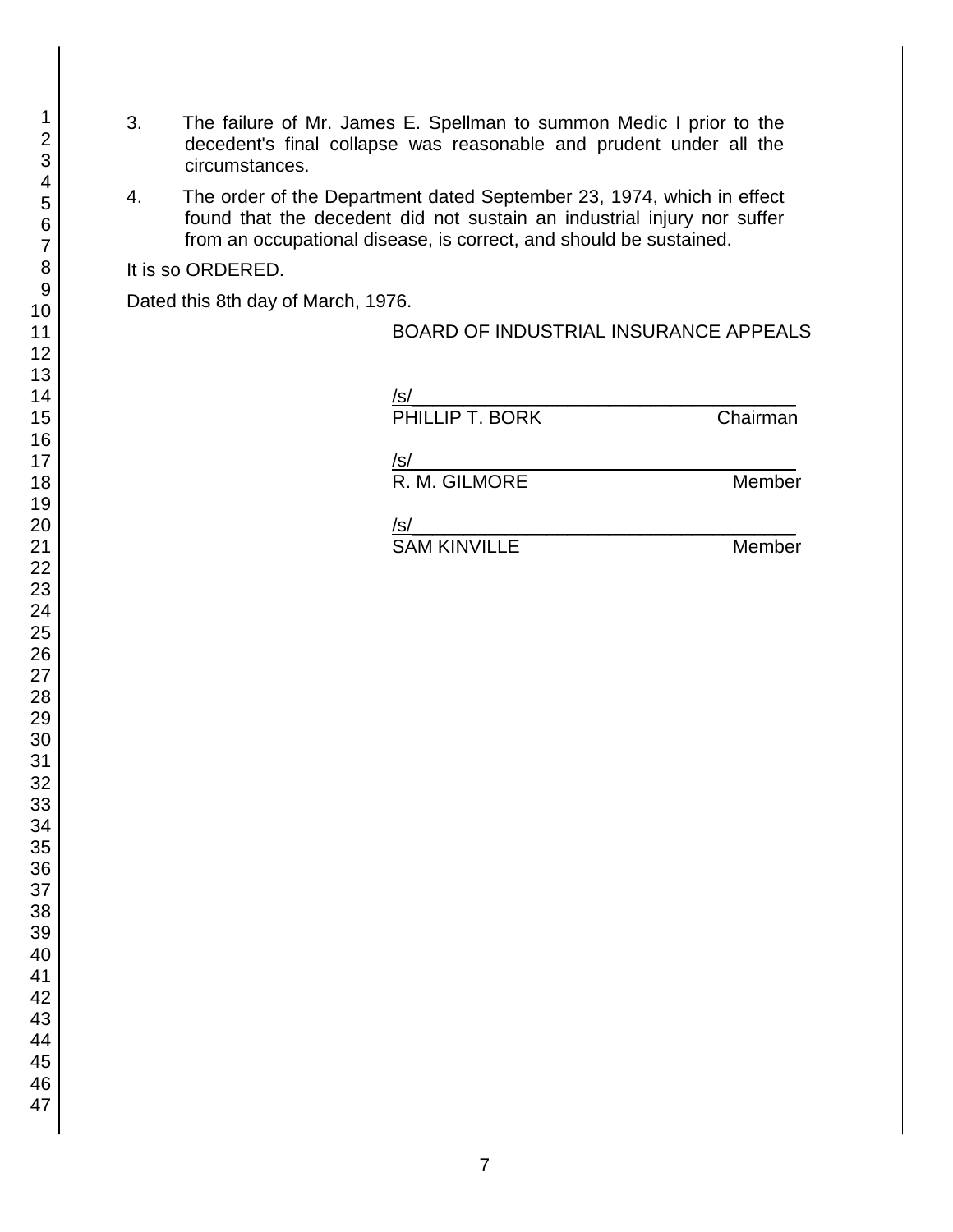3. The failure of Mr. James E. Spellman to summon Medic I prior to the decedent's final collapse was reasonable and prudent under all the circumstances.

4. The order of the Department dated September 23, 1974, which in effect found that the decedent did not sustain an industrial injury nor suffer from an occupational disease, is correct, and should be sustained.

It is so ORDERED.

Dated this 8th day of March, 1976.

BOARD OF INDUSTRIAL INSURANCE APPEALS

/s/
PHILLIP T. BORK, Chairman

/s/
R. M. GILMORE, Member

/s/
SAM KINVILLE, Member